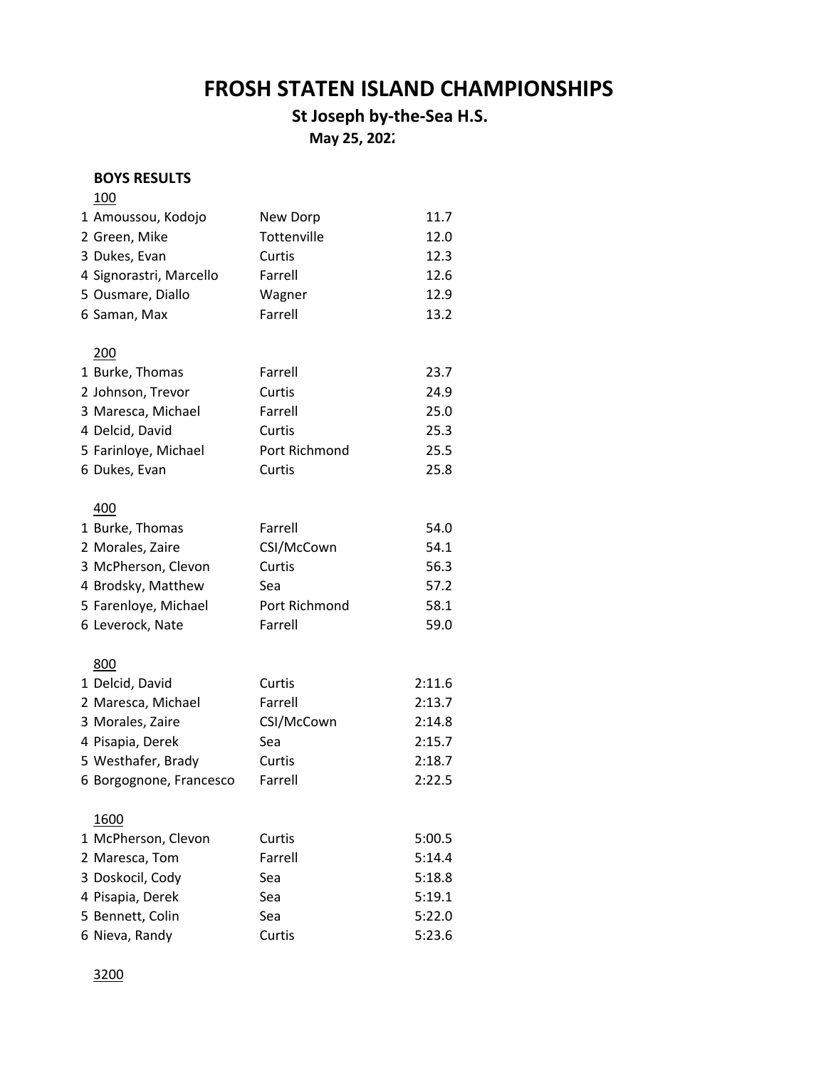# FROSH STATEN ISLAND CHAMPIONSHIPS

## St Joseph by-the-Sea H.S.

**May 25, 2022**

**BOYS RESULTS**

100

| | | | |
|---|---|---|---|
| 1 | Amoussou, Kodojo | New Dorp | 11.7 |
| 2 | Green, Mike | Tottenville | 12.0 |
| 3 | Dukes, Evan | Curtis | 12.3 |
| 4 | Signorastri, Marcello | Farrell | 12.6 |
| 5 | Ousmare, Diallo | Wagner | 12.9 |
| 6 | Saman, Max | Farrell | 13.2 |

200

| | | | |
|---|---|---|---|
| 1 | Burke, Thomas | Farrell | 23.7 |
| 2 | Johnson, Trevor | Curtis | 24.9 |
| 3 | Maresca, Michael | Farrell | 25.0 |
| 4 | Delcid, David | Curtis | 25.3 |
| 5 | Farinloye, Michael | Port Richmond | 25.5 |
| 6 | Dukes, Evan | Curtis | 25.8 |

400

| | | | |
|---|---|---|---|
| 1 | Burke, Thomas | Farrell | 54.0 |
| 2 | Morales, Zaire | CSI/McCown | 54.1 |
| 3 | McPherson, Clevon | Curtis | 56.3 |
| 4 | Brodsky, Matthew | Sea | 57.2 |
| 5 | Farenloye, Michael | Port Richmond | 58.1 |
| 6 | Leverock, Nate | Farrell | 59.0 |

800

| | | | |
|---|---|---|---|
| 1 | Delcid, David | Curtis | 2:11.6 |
| 2 | Maresca, Michael | Farrell | 2:13.7 |
| 3 | Morales, Zaire | CSI/McCown | 2:14.8 |
| 4 | Pisapia, Derek | Sea | 2:15.7 |
| 5 | Westhafer, Brady | Curtis | 2:18.7 |
| 6 | Borgognone, Francesco | Farrell | 2:22.5 |

1600

| | | | |
|---|---|---|---|
| 1 | McPherson, Clevon | Curtis | 5:00.5 |
| 2 | Maresca, Tom | Farrell | 5:14.4 |
| 3 | Doskocil, Cody | Sea | 5:18.8 |
| 4 | Pisapia, Derek | Sea | 5:19.1 |
| 5 | Bennett, Colin | Sea | 5:22.0 |
| 6 | Nieva, Randy | Curtis | 5:23.6 |

3200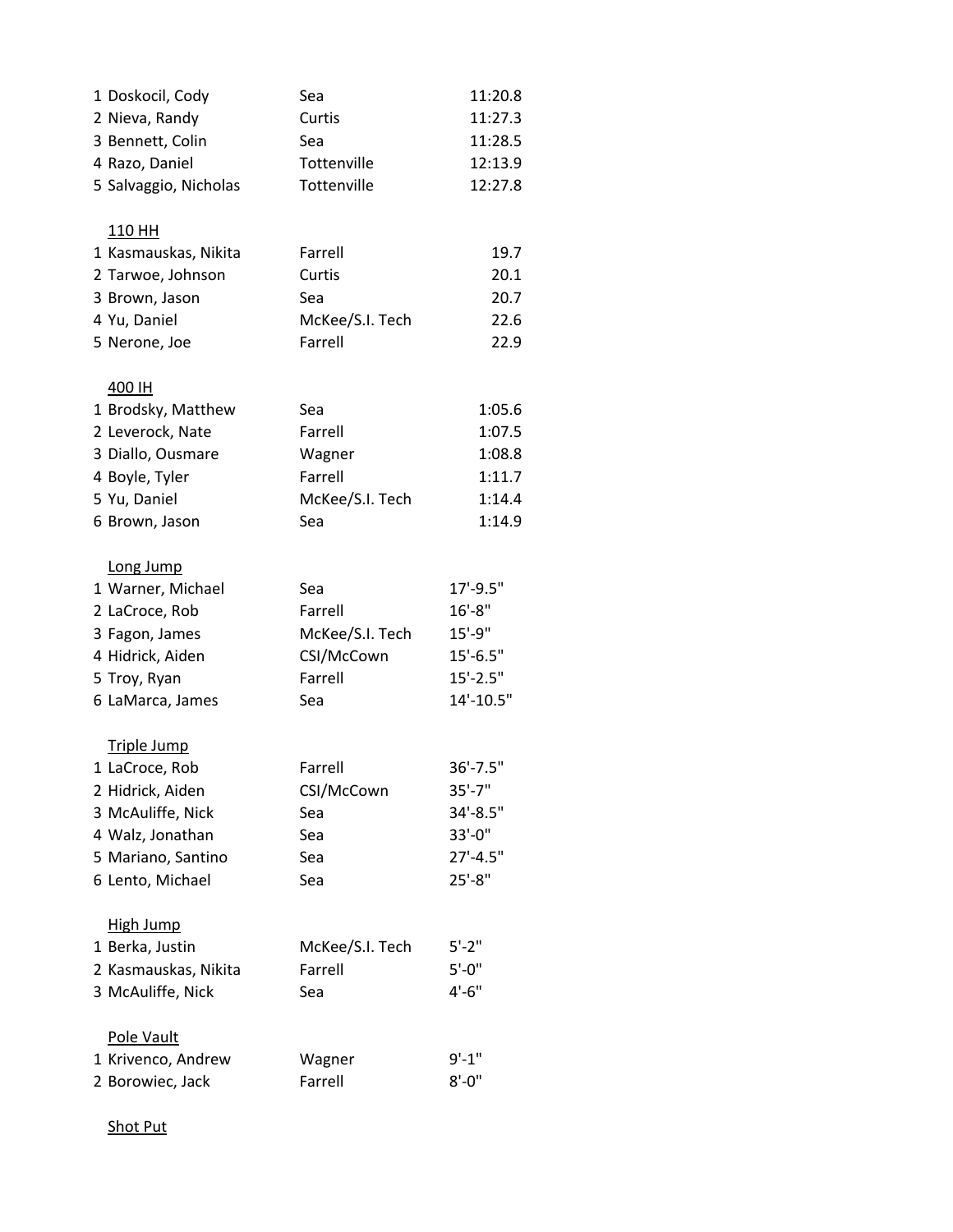| | | |
|---|---|---|
| 1 Doskocil, Cody | Sea | 11:20.8 |
| 2 Nieva, Randy | Curtis | 11:27.3 |
| 3 Bennett, Colin | Sea | 11:28.5 |
| 4 Razo, Daniel | Tottenville | 12:13.9 |
| 5 Salvaggio, Nicholas | Tottenville | 12:27.8 |

<u>110 HH</u>

| | | |
|---|---|---|
| 1 Kasmauskas, Nikita | Farrell | 19.7 |
| 2 Tarwoe, Johnson | Curtis | 20.1 |
| 3 Brown, Jason | Sea | 20.7 |
| 4 Yu, Daniel | McKee/S.I. Tech | 22.6 |
| 5 Nerone, Joe | Farrell | 22.9 |

<u>400 IH</u>

| | | |
|---|---|---|
| 1 Brodsky, Matthew | Sea | 1:05.6 |
| 2 Leverock, Nate | Farrell | 1:07.5 |
| 3 Diallo, Ousmare | Wagner | 1:08.8 |
| 4 Boyle, Tyler | Farrell | 1:11.7 |
| 5 Yu, Daniel | McKee/S.I. Tech | 1:14.4 |
| 6 Brown, Jason | Sea | 1:14.9 |

<u>Long Jump</u>

| | | |
|---|---|---|
| 1 Warner, Michael | Sea | 17'-9.5" |
| 2 LaCroce, Rob | Farrell | 16'-8" |
| 3 Fagon, James | McKee/S.I. Tech | 15'-9" |
| 4 Hidrick, Aiden | CSI/McCown | 15'-6.5" |
| 5 Troy, Ryan | Farrell | 15'-2.5" |
| 6 LaMarca, James | Sea | 14'-10.5" |

<u>Triple Jump</u>

| | | |
|---|---|---|
| 1 LaCroce, Rob | Farrell | 36'-7.5" |
| 2 Hidrick, Aiden | CSI/McCown | 35'-7" |
| 3 McAuliffe, Nick | Sea | 34'-8.5" |
| 4 Walz, Jonathan | Sea | 33'-0" |
| 5 Mariano, Santino | Sea | 27'-4.5" |
| 6 Lento, Michael | Sea | 25'-8" |

<u>High Jump</u>

| | | |
|---|---|---|
| 1 Berka, Justin | McKee/S.I. Tech | 5'-2" |
| 2 Kasmauskas, Nikita | Farrell | 5'-0" |
| 3 McAuliffe, Nick | Sea | 4'-6" |

<u>Pole Vault</u>

| | | |
|---|---|---|
| 1 Krivenco, Andrew | Wagner | 9'-1" |
| 2 Borowiec, Jack | Farrell | 8'-0" |

<u>Shot Put</u>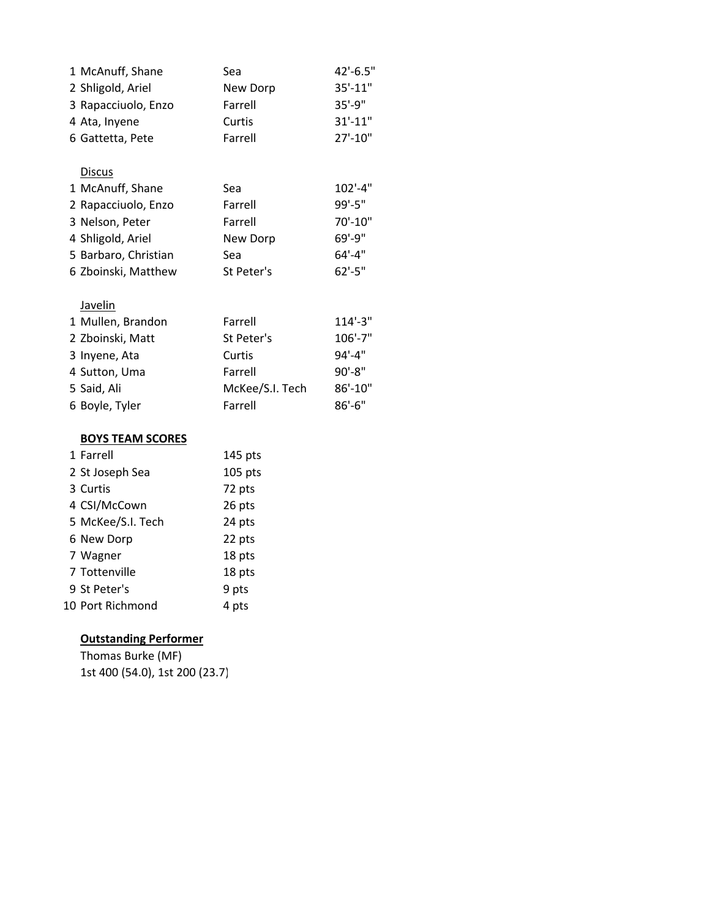| | | | |
|---|---|---|---|
| 1 | McAnuff, Shane | Sea | 42'-6.5" |
| 2 | Shligold, Ariel | New Dorp | 35'-11" |
| 3 | Rapacciuolo, Enzo | Farrell | 35'-9" |
| 4 | Ata, Inyene | Curtis | 31'-11" |
| 6 | Gattetta, Pete | Farrell | 27'-10" |

Discus

| | | | |
|---|---|---|---|
| 1 | McAnuff, Shane | Sea | 102'-4" |
| 2 | Rapacciuolo, Enzo | Farrell | 99'-5" |
| 3 | Nelson, Peter | Farrell | 70'-10" |
| 4 | Shligold, Ariel | New Dorp | 69'-9" |
| 5 | Barbaro, Christian | Sea | 64'-4" |
| 6 | Zboinski, Matthew | St Peter's | 62'-5" |

Javelin

| | | | |
|---|---|---|---|
| 1 | Mullen, Brandon | Farrell | 114'-3" |
| 2 | Zboinski, Matt | St Peter's | 106'-7" |
| 3 | Inyene, Ata | Curtis | 94'-4" |
| 4 | Sutton, Uma | Farrell | 90'-8" |
| 5 | Said, Ali | McKee/S.I. Tech | 86'-10" |
| 6 | Boyle, Tyler | Farrell | 86'-6" |

**BOYS TEAM SCORES**

| | | |
|---|---|---|
| 1 | Farrell | 145 pts |
| 2 | St Joseph Sea | 105 pts |
| 3 | Curtis | 72 pts |
| 4 | CSI/McCown | 26 pts |
| 5 | McKee/S.I. Tech | 24 pts |
| 6 | New Dorp | 22 pts |
| 7 | Wagner | 18 pts |
| 7 | Tottenville | 18 pts |
| 9 | St Peter's | 9 pts |
| 10 | Port Richmond | 4 pts |

**Outstanding Performer**

Thomas Burke (MF)
1st 400 (54.0), 1st 200 (23.7)